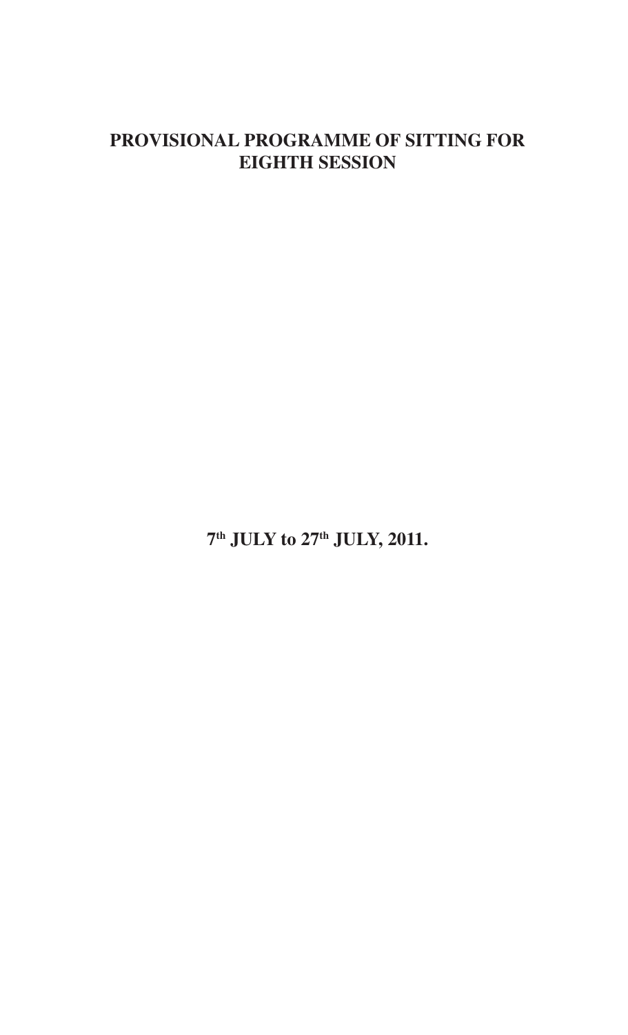# PROVISIONAL PROGRAMME OF SITTING FOR EIGHTH SESSION

**7th JULY to 27th JULY, 2011.**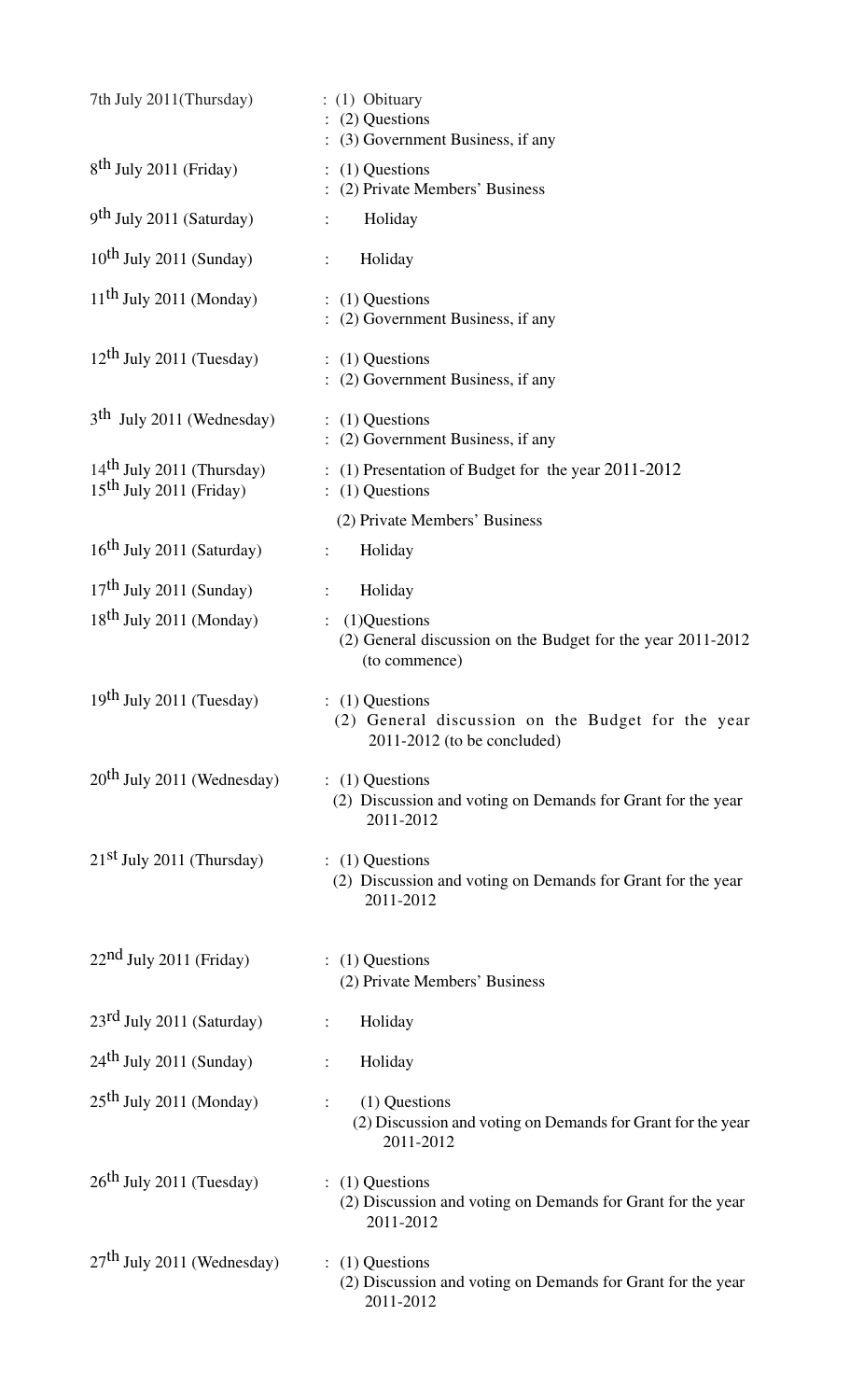| | |
|---|---|
| 7th July 2011(Thursday) | : (1) Obituary<br>: (2) Questions<br>: (3) Government Business, if any |
| 8th July 2011 (Friday) | : (1) Questions<br>: (2) Private Members' Business |
| 9th July 2011 (Saturday) | : Holiday |
| 10th July 2011 (Sunday) | : Holiday |
| 11th July 2011 (Monday) | : (1) Questions<br>: (2) Government Business, if any |
| 12th July 2011 (Tuesday) | : (1) Questions<br>: (2) Government Business, if any |
| 3th July 2011 (Wednesday) | : (1) Questions<br>: (2) Government Business, if any |
| 14th July 2011 (Thursday) | : (1) Presentation of Budget for the year 2011-2012 |
| 15th July 2011 (Friday) | : (1) Questions<br>(2) Private Members' Business |
| 16th July 2011 (Saturday) | : Holiday |
| 17th July 2011 (Sunday) | : Holiday |
| 18th July 2011 (Monday) | : (1)Questions<br>(2) General discussion on the Budget for the year 2011-2012 (to commence) |
| 19th July 2011 (Tuesday) | : (1) Questions<br>(2) General discussion on the Budget for the year 2011-2012 (to be concluded) |
| 20th July 2011 (Wednesday) | : (1) Questions<br>(2) Discussion and voting on Demands for Grant for the year 2011-2012 |
| 21st July 2011 (Thursday) | : (1) Questions<br>(2) Discussion and voting on Demands for Grant for the year 2011-2012 |
| 22nd July 2011 (Friday) | : (1) Questions<br>(2) Private Members' Business |
| 23rd July 2011 (Saturday) | : Holiday |
| 24th July 2011 (Sunday) | : Holiday |
| 25th July 2011 (Monday) | : (1) Questions<br>(2) Discussion and voting on Demands for Grant for the year 2011-2012 |
| 26th July 2011 (Tuesday) | : (1) Questions<br>(2) Discussion and voting on Demands for Grant for the year 2011-2012 |
| 27th July 2011 (Wednesday) | : (1) Questions<br>(2) Discussion and voting on Demands for Grant for the year 2011-2012 |